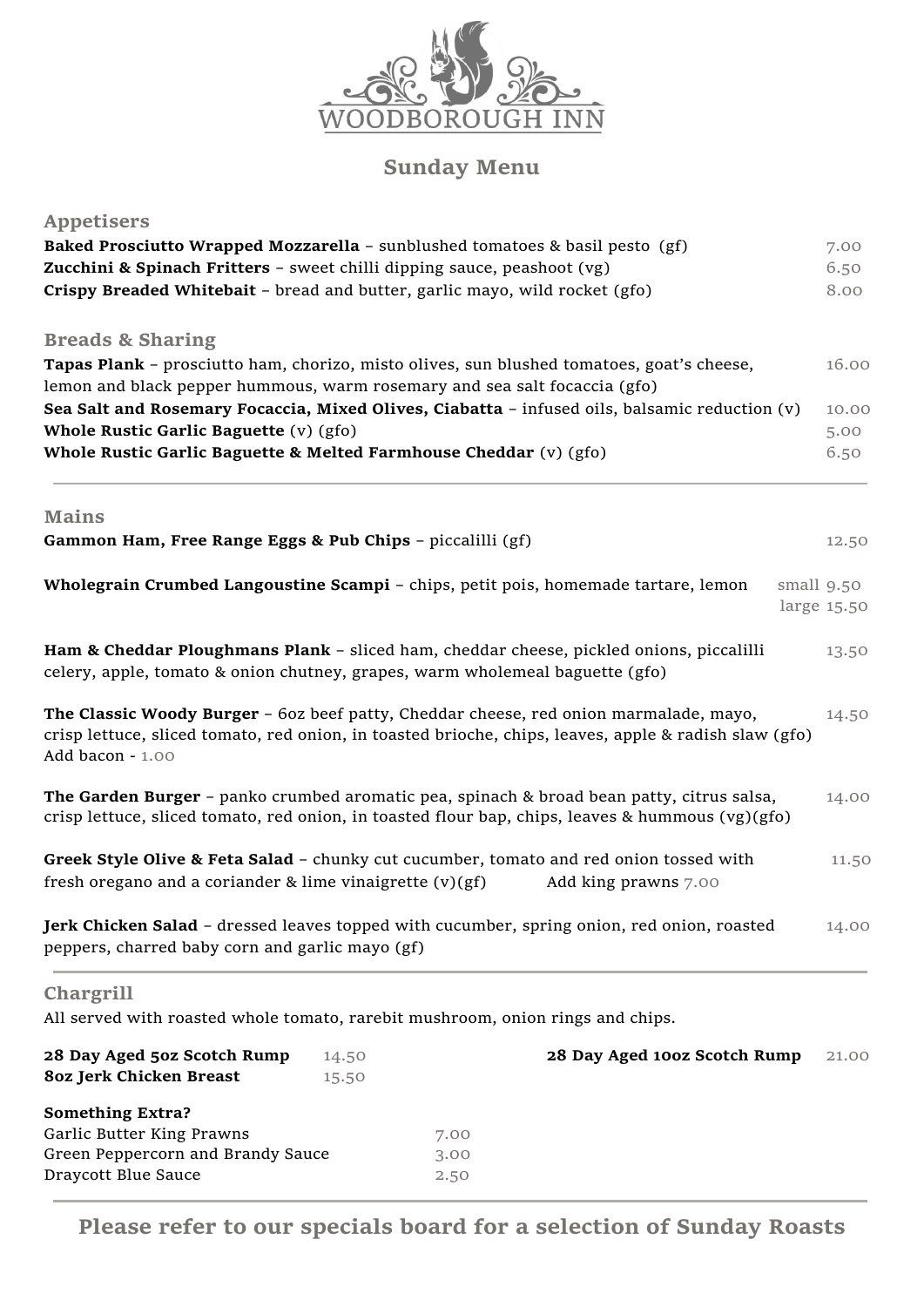# WOODBOROUGH INN

## Sunday Menu

### Appetisers

**Baked Prosciutto Wrapped Mozzarella** – sunblushed tomatoes & basil pesto (gf) 7.00

**Zucchini & Spinach Fritters** – sweet chilli dipping sauce, peashoot (vg) 6.50

**Crispy Breaded Whitebait** – bread and butter, garlic mayo, wild rocket (gfo) 8.00

### Breads & Sharing

**Tapas Plank** – prosciutto ham, chorizo, misto olives, sun blushed tomatoes, goat's cheese, lemon and black pepper hummous, warm rosemary and sea salt focaccia (gfo) 16.00

**Sea Salt and Rosemary Focaccia, Mixed Olives, Ciabatta** – infused oils, balsamic reduction (v) 10.00

**Whole Rustic Garlic Baguette** (v) (gfo) 5.00

**Whole Rustic Garlic Baguette & Melted Farmhouse Cheddar** (v) (gfo) 6.50

---

### Mains

**Gammon Ham, Free Range Eggs & Pub Chips** – piccalilli (gf) 12.50

**Wholegrain Crumbed Langoustine Scampi** – chips, petit pois, homemade tartare, lemon small 9.50 large 15.50

**Ham & Cheddar Ploughmans Plank** – sliced ham, cheddar cheese, pickled onions, piccalilli celery, apple, tomato & onion chutney, grapes, warm wholemeal baguette (gfo) 13.50

**The Classic Woody Burger** – 6oz beef patty, Cheddar cheese, red onion marmalade, mayo, crisp lettuce, sliced tomato, red onion, in toasted brioche, chips, leaves, apple & radish slaw (gfo) 14.50
Add bacon - 1.00

**The Garden Burger** – panko crumbed aromatic pea, spinach & broad bean patty, citrus salsa, crisp lettuce, sliced tomato, red onion, in toasted flour bap, chips, leaves & hummous (vg)(gfo) 14.00

**Greek Style Olive & Feta Salad** – chunky cut cucumber, tomato and red onion tossed with fresh oregano and a coriander & lime vinaigrette (v)(gf) 11.50
Add king prawns 7.00

**Jerk Chicken Salad** – dressed leaves topped with cucumber, spring onion, red onion, roasted peppers, charred baby corn and garlic mayo (gf) 14.00

---

### Chargrill

All served with roasted whole tomato, rarebit mushroom, onion rings and chips.

**28 Day Aged 5oz Scotch Rump** 14.50

**8oz Jerk Chicken Breast** 15.50

**28 Day Aged 10oz Scotch Rump** 21.00

**Something Extra?**

Garlic Butter King Prawns 7.00

Green Peppercorn and Brandy Sauce 3.00

Draycott Blue Sauce 2.50

---

**Please refer to our specials board for a selection of Sunday Roasts**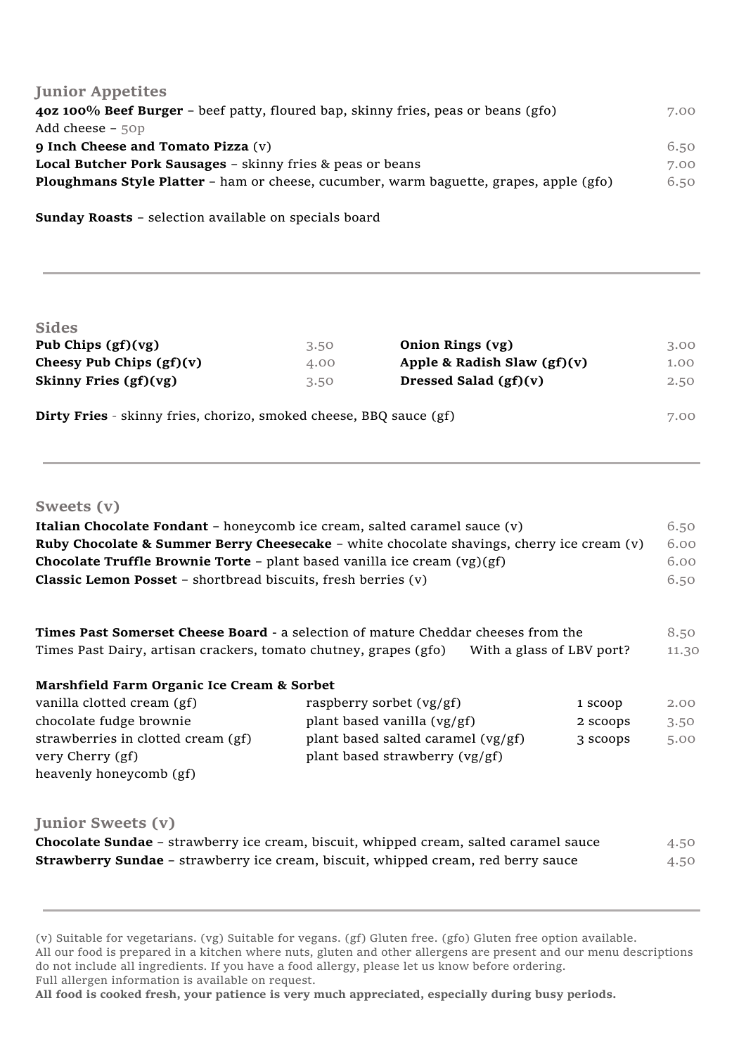## Junior Appetites

**4oz 100% Beef Burger** – beef patty, floured bap, skinny fries, peas or beans (gfo) 7.00
Add cheese – 50p

**9 Inch Cheese and Tomato Pizza** (v) 6.50

**Local Butcher Pork Sausages** – skinny fries & peas or beans 7.00

**Ploughmans Style Platter** – ham or cheese, cucumber, warm baguette, grapes, apple (gfo) 6.50

**Sunday Roasts** – selection available on specials board

---

## Sides

| | | | |
|---|---|---|---|
| **Pub Chips (gf)(vg)** | 3.50 | **Onion Rings (vg)** | 3.00 |
| **Cheesy Pub Chips (gf)(v)** | 4.00 | **Apple & Radish Slaw (gf)(v)** | 1.00 |
| **Skinny Fries (gf)(vg)** | 3.50 | **Dressed Salad (gf)(v)** | 2.50 |

**Dirty Fries** - skinny fries, chorizo, smoked cheese, BBQ sauce (gf) 7.00

---

## Sweets (v)

**Italian Chocolate Fondant** – honeycomb ice cream, salted caramel sauce (v) 6.50

**Ruby Chocolate & Summer Berry Cheesecake** – white chocolate shavings, cherry ice cream (v) 6.00

**Chocolate Truffle Brownie Torte** – plant based vanilla ice cream (vg)(gf) 6.00

**Classic Lemon Posset** – shortbread biscuits, fresh berries (v) 6.50

**Times Past Somerset Cheese Board** - a selection of mature Cheddar cheeses from the Times Past Dairy, artisan crackers, tomato chutney, grapes (gfo) 8.50
With a glass of LBV port? 11.30

**Marshfield Farm Organic Ice Cream & Sorbet**

| | | | |
|---|---|---|---|
| vanilla clotted cream (gf) | raspberry sorbet (vg/gf) | 1 scoop | 2.00 |
| chocolate fudge brownie | plant based vanilla (vg/gf) | 2 scoops | 3.50 |
| strawberries in clotted cream (gf) | plant based salted caramel (vg/gf) | 3 scoops | 5.00 |
| very Cherry (gf) | plant based strawberry (vg/gf) | | |
| heavenly honeycomb (gf) | | | |

## Junior Sweets (v)

**Chocolate Sundae** – strawberry ice cream, biscuit, whipped cream, salted caramel sauce 4.50

**Strawberry Sundae** – strawberry ice cream, biscuit, whipped cream, red berry sauce 4.50

---

(v) Suitable for vegetarians. (vg) Suitable for vegans. (gf) Gluten free. (gfo) Gluten free option available.
All our food is prepared in a kitchen where nuts, gluten and other allergens are present and our menu descriptions do not include all ingredients. If you have a food allergy, please let us know before ordering.
Full allergen information is available on request.
**All food is cooked fresh, your patience is very much appreciated, especially during busy periods.**